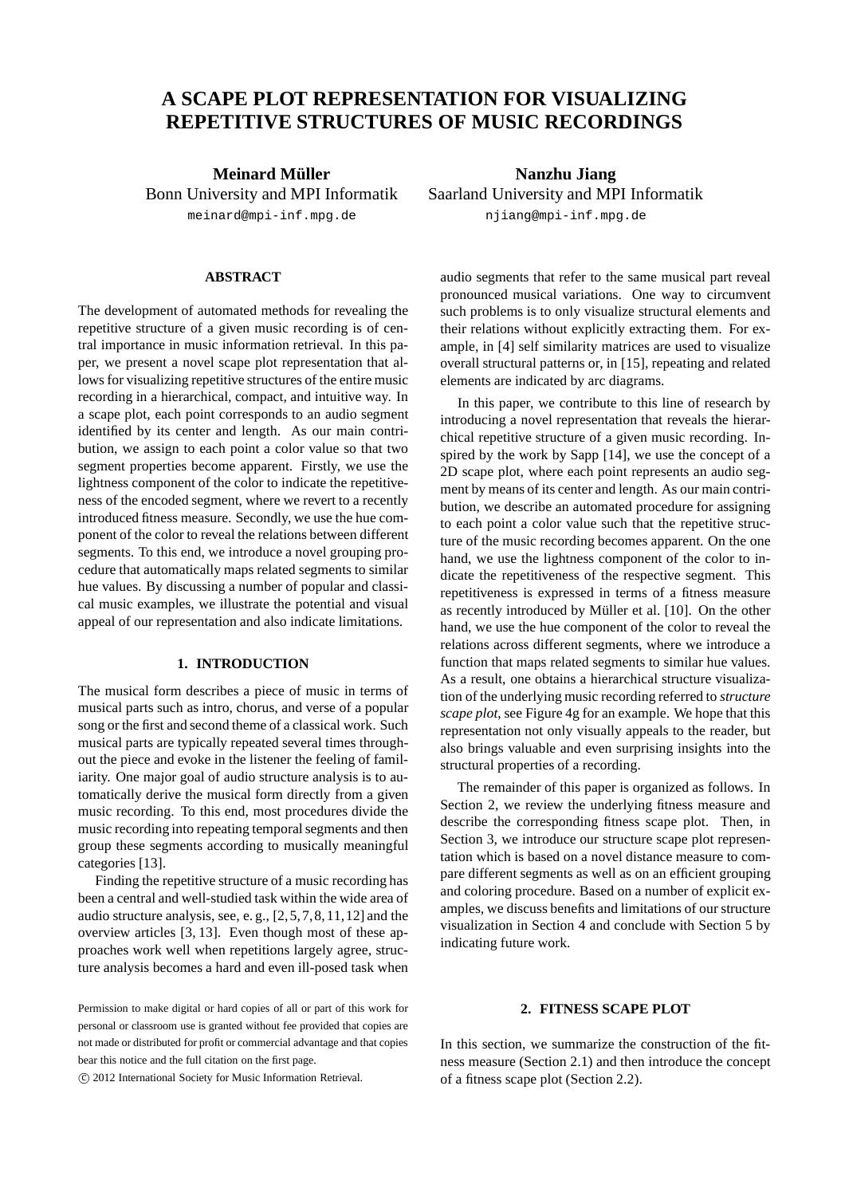# A SCAPE PLOT REPRESENTATION FOR VISUALIZING REPETITIVE STRUCTURES OF MUSIC RECORDINGS

**Meinard Müller**
Bonn University and MPI Informatik
meinard@mpi-inf.mpg.de

**Nanzhu Jiang**
Saarland University and MPI Informatik
njiang@mpi-inf.mpg.de

### ABSTRACT

The development of automated methods for revealing the repetitive structure of a given music recording is of central importance in music information retrieval. In this paper, we present a novel scape plot representation that allows for visualizing repetitive structures of the entire music recording in a hierarchical, compact, and intuitive way. In a scape plot, each point corresponds to an audio segment identified by its center and length. As our main contribution, we assign to each point a color value so that two segment properties become apparent. Firstly, we use the lightness component of the color to indicate the repetitiveness of the encoded segment, where we revert to a recently introduced fitness measure. Secondly, we use the hue component of the color to reveal the relations between different segments. To this end, we introduce a novel grouping procedure that automatically maps related segments to similar hue values. By discussing a number of popular and classical music examples, we illustrate the potential and visual appeal of our representation and also indicate limitations.

## 1. INTRODUCTION

The musical form describes a piece of music in terms of musical parts such as intro, chorus, and verse of a popular song or the first and second theme of a classical work. Such musical parts are typically repeated several times throughout the piece and evoke in the listener the feeling of familiarity. One major goal of audio structure analysis is to automatically derive the musical form directly from a given music recording. To this end, most procedures divide the music recording into repeating temporal segments and then group these segments according to musically meaningful categories [13].

Finding the repetitive structure of a music recording has been a central and well-studied task within the wide area of audio structure analysis, see, e. g., [2,5,7,8,11,12] and the overview articles [3,13]. Even though most of these approaches work well when repetitions largely agree, structure analysis becomes a hard and even ill-posed task when audio segments that refer to the same musical part reveal pronounced musical variations. One way to circumvent such problems is to only visualize structural elements and their relations without explicitly extracting them. For example, in [4] self similarity matrices are used to visualize overall structural patterns or, in [15], repeating and related elements are indicated by arc diagrams.

In this paper, we contribute to this line of research by introducing a novel representation that reveals the hierarchical repetitive structure of a given music recording. Inspired by the work by Sapp [14], we use the concept of a 2D scape plot, where each point represents an audio segment by means of its center and length. As our main contribution, we describe an automated procedure for assigning to each point a color value such that the repetitive structure of the music recording becomes apparent. On the one hand, we use the lightness component of the color to indicate the repetitiveness of the respective segment. This repetitiveness is expressed in terms of a fitness measure as recently introduced by Müller et al. [10]. On the other hand, we use the hue component of the color to reveal the relations across different segments, where we introduce a function that maps related segments to similar hue values. As a result, one obtains a hierarchical structure visualization of the underlying music recording referred to *structure scape plot*, see Figure 4g for an example. We hope that this representation not only visually appeals to the reader, but also brings valuable and even surprising insights into the structural properties of a recording.

The remainder of this paper is organized as follows. In Section 2, we review the underlying fitness measure and describe the corresponding fitness scape plot. Then, in Section 3, we introduce our structure scape plot representation which is based on a novel distance measure to compare different segments as well as on an efficient grouping and coloring procedure. Based on a number of explicit examples, we discuss benefits and limitations of our structure visualization in Section 4 and conclude with Section 5 by indicating future work.

## 2. FITNESS SCAPE PLOT

In this section, we summarize the construction of the fitness measure (Section 2.1) and then introduce the concept of a fitness scape plot (Section 2.2).

Permission to make digital or hard copies of all or part of this work for personal or classroom use is granted without fee provided that copies are not made or distributed for profit or commercial advantage and that copies bear this notice and the full citation on the first page.

© 2012 International Society for Music Information Retrieval.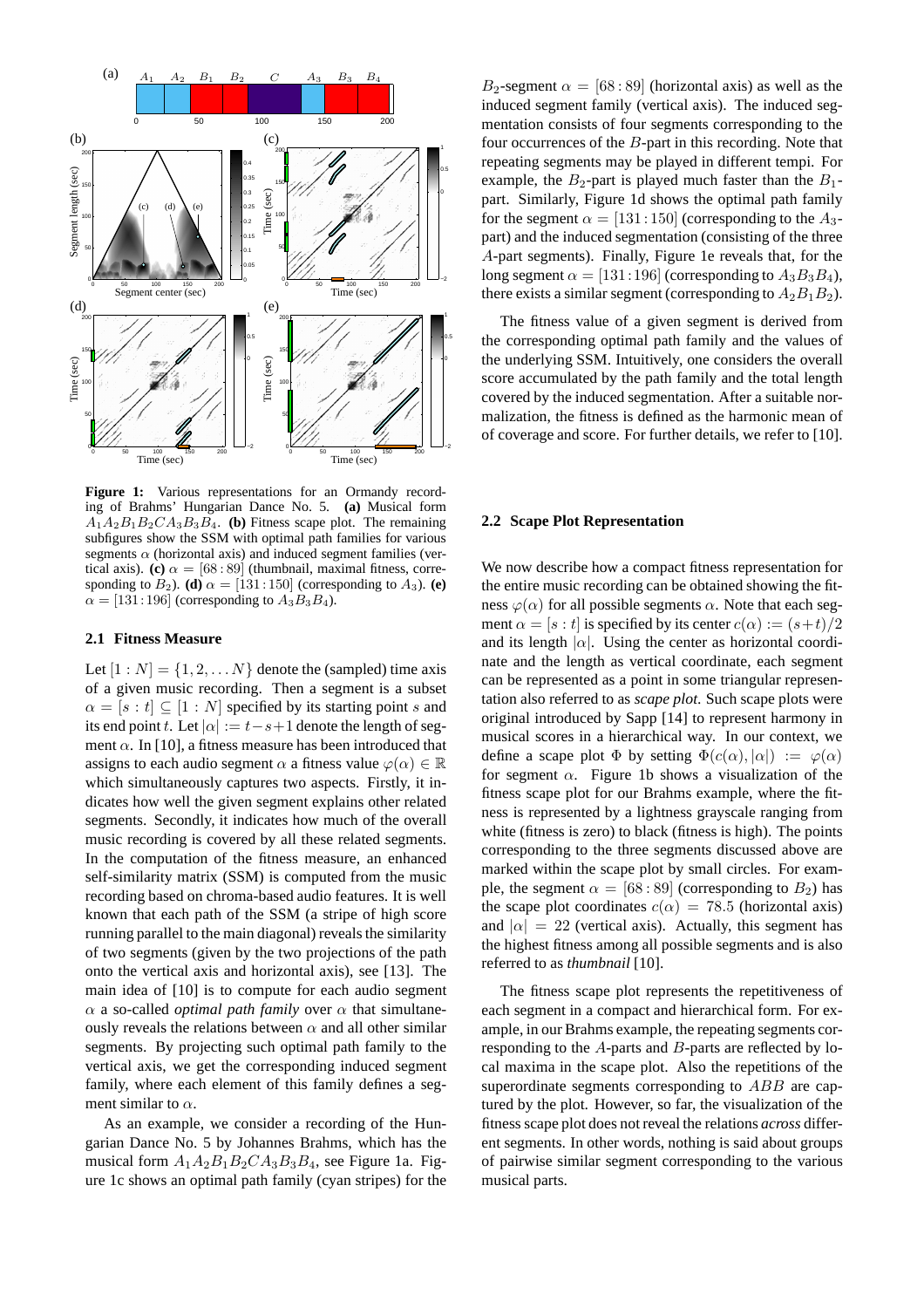**Figure 1:** Various representations for an Ormandy recording of Brahms' Hungarian Dance No. 5. **(a)** Musical form $A_1A_2B_1B_2CA_3B_3B_4$. **(b)** Fitness scape plot. The remaining subfigures show the SSM with optimal path families for various segments $\alpha$ (horizontal axis) and induced segment families (vertical axis). **(c)** $\alpha = [68:89]$ (thumbnail, maximal fitness, corresponding to $B_2$). **(d)** $\alpha = [131:150]$ (corresponding to $A_3$). **(e)** $\alpha = [131:196]$ (corresponding to $A_3B_3B_4$).

### 2.1 Fitness Measure

Let $[1:N] = \{1, 2, \ldots N\}$ denote the (sampled) time axis of a given music recording. Then a segment is a subset $\alpha = [s:t] \subseteq [1:N]$ specified by its starting point $s$ and its end point $t$. Let $|\alpha| := t-s+1$ denote the length of segment $\alpha$. In [10], a fitness measure has been introduced that assigns to each audio segment $\alpha$ a fitness value $\varphi(\alpha) \in \mathbb{R}$ which simultaneously captures two aspects. Firstly, it indicates how well the given segment explains other related segments. Secondly, it indicates how much of the overall music recording is covered by all these related segments. In the computation of the fitness measure, an enhanced self-similarity matrix (SSM) is computed from the music recording based on chroma-based audio features. It is well known that each path of the SSM (a stripe of high score running parallel to the main diagonal) reveals the similarity of two segments (given by the two projections of the path onto the vertical axis and horizontal axis), see [13]. The main idea of [10] is to compute for each audio segment $\alpha$ a so-called *optimal path family* over $\alpha$ that simultaneously reveals the relations between $\alpha$ and all other similar segments. By projecting such optimal path family to the vertical axis, we get the corresponding induced segment family, where each element of this family defines a segment similar to $\alpha$.

As an example, we consider a recording of the Hungarian Dance No. 5 by Johannes Brahms, which has the musical form $A_1A_2B_1B_2CA_3B_3B_4$, see Figure 1a. Figure 1c shows an optimal path family (cyan stripes) for the $B_2$-segment $\alpha = [68:89]$ (horizontal axis) as well as the induced segment family (vertical axis). The induced segmentation consists of four segments corresponding to the four occurrences of the $B$-part in this recording. Note that repeating segments may be played in different tempi. For example, the $B_2$-part is played much faster than the $B_1$-part. Similarly, Figure 1d shows the optimal path family for the segment $\alpha = [131:150]$ (corresponding to the $A_3$-part) and the induced segmentation (consisting of the three $A$-part segments). Finally, Figure 1e reveals that, for the long segment $\alpha = [131:196]$ (corresponding to $A_3B_3B_4$), there exists a similar segment (corresponding to $A_2B_1B_2$).

The fitness value of a given segment is derived from the corresponding optimal path family and the values of the underlying SSM. Intuitively, one considers the overall score accumulated by the path family and the total length covered by the induced segmentation. After a suitable normalization, the fitness is defined as the harmonic mean of of coverage and score. For further details, we refer to [10].

### 2.2 Scape Plot Representation

We now describe how a compact fitness representation for the entire music recording can be obtained showing the fitness $\varphi(\alpha)$ for all possible segments $\alpha$. Note that each segment $\alpha = [s:t]$ is specified by its center $c(\alpha) := (s+t)/2$ and its length $|\alpha|$. Using the center as horizontal coordinate and the length as vertical coordinate, each segment can be represented as a point in some triangular representation also referred to as *scape plot*. Such scape plots were original introduced by Sapp [14] to represent harmony in musical scores in a hierarchical way. In our context, we define a scape plot $\Phi$ by setting $\Phi(c(\alpha), |\alpha|) := \varphi(\alpha)$ for segment $\alpha$. Figure 1b shows a visualization of the fitness scape plot for our Brahms example, where the fitness is represented by a lightness grayscale ranging from white (fitness is zero) to black (fitness is high). The points corresponding to the three segments discussed above are marked within the scape plot by small circles. For example, the segment $\alpha = [68:89]$ (corresponding to $B_2$) has the scape plot coordinates $c(\alpha) = 78.5$ (horizontal axis) and $|\alpha| = 22$ (vertical axis). Actually, this segment has the highest fitness among all possible segments and is also referred to as *thumbnail* [10].

The fitness scape plot represents the repetitiveness of each segment in a compact and hierarchical form. For example, in our Brahms example, the repeating segments corresponding to the $A$-parts and $B$-parts are reflected by local maxima in the scape plot. Also the repetitions of the superordinate segments corresponding to $ABB$ are captured by the plot. However, so far, the visualization of the fitness scape plot does not reveal the relations *across* different segments. In other words, nothing is said about groups of pairwise similar segment corresponding to the various musical parts.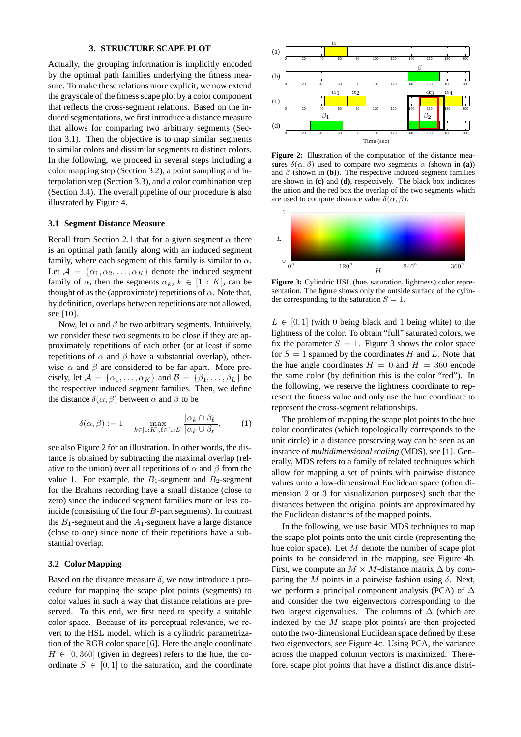## 3. STRUCTURE SCAPE PLOT

Actually, the grouping information is implicitly encoded by the optimal path families underlying the fitness measure. To make these relations more explicit, we now extend the grayscale of the fitness scape plot by a color component that reflects the cross-segment relations. Based on the induced segmentations, we first introduce a distance measure that allows for comparing two arbitrary segments (Section 3.1). Then the objective is to map similar segments to similar colors and dissimilar segments to distinct colors. In the following, we proceed in several steps including a color mapping step (Section 3.2), a point sampling and interpolation step (Section 3.3), and a color combination step (Section 3.4). The overall pipeline of our procedure is also illustrated by Figure 4.

### 3.1 Segment Distance Measure

Recall from Section 2.1 that for a given segment $\alpha$ there is an optimal path family along with an induced segment family, where each segment of this family is similar to $\alpha$. Let $\mathcal{A} = \{\alpha_1, \alpha_2, \ldots, \alpha_K\}$ denote the induced segment family of $\alpha$, then the segments $\alpha_k$, $k \in [1 : K]$, can be thought of as the (approximate) repetitions of $\alpha$. Note that, by definition, overlaps between repetitions are not allowed, see [10].

Now, let $\alpha$ and $\beta$ be two arbitrary segments. Intuitively, we consider these two segments to be close if they are approximately repetitions of each other (or at least if some repetitions of $\alpha$ and $\beta$ have a substantial overlap), otherwise $\alpha$ and $\beta$ are considered to be far apart. More precisely, let $\mathcal{A} = \{\alpha_1, \ldots, \alpha_K\}$ and $\mathcal{B} = \{\beta_1, \ldots, \beta_L\}$ be the respective induced segment families. Then, we define the distance $\delta(\alpha, \beta)$ between $\alpha$ and $\beta$ to be

$$\delta(\alpha, \beta) := 1 - \max_{k \in [1:K], \ell \in [1:L]} \frac{|\alpha_k \cap \beta_\ell|}{|\alpha_k \cup \beta_\ell|}, \tag{1}$$

see also Figure 2 for an illustration. In other words, the distance is obtained by subtracting the maximal overlap (relative to the union) over all repetitions of $\alpha$ and $\beta$ from the value 1. For example, the $B_1$-segment and $B_2$-segment for the Brahms recording have a small distance (close to zero) since the induced segment families more or less coincide (consisting of the four $B$-part segments). In contrast the $B_1$-segment and the $A_1$-segment have a large distance (close to one) since none of their repetitions have a substantial overlap.

### 3.2 Color Mapping

Based on the distance measure $\delta$, we now introduce a procedure for mapping the scape plot points (segments) to color values in such a way that distance relations are preserved. To this end, we first need to specify a suitable color space. Because of its perceptual relevance, we revert to the HSL model, which is a cylindric parametrization of the RGB color space [6]. Here the angle coordinate $H \in [0, 360]$ (given in degrees) refers to the hue, the coordinate $S \in [0, 1]$ to the saturation, and the coordinate $L \in [0, 1]$ (with 0 being black and 1 being white) to the lightness of the color. To obtain "full" saturated colors, we fix the parameter $S = 1$. Figure 3 shows the color space for $S = 1$ spanned by the coordinates $H$ and $L$. Note that the hue angle coordinates $H = 0$ and $H = 360$ encode the same color (by definition this is the color "red"). In the following, we reserve the lightness coordinate to represent the fitness value and only use the hue coordinate to represent the cross-segment relationships.

The problem of mapping the scape plot points to the hue color coordinates (which topologically corresponds to the unit circle) in a distance preserving way can be seen as an instance of *multidimensional scaling* (MDS), see [1]. Generally, MDS refers to a family of related techniques which allow for mapping a set of points with pairwise distance values onto a low-dimensional Euclidean space (often dimension 2 or 3 for visualization purposes) such that the distances between the original points are approximated by the Euclidean distances of the mapped points.

In the following, we use basic MDS techniques to map the scape plot points onto the unit circle (representing the hue color space). Let $M$ denote the number of scape plot points to be considered in the mapping, see Figure 4b. First, we compute an $M \times M$-distance matrix $\Delta$ by comparing the $M$ points in a pairwise fashion using $\delta$. Next, we perform a principal component analysis (PCA) of $\Delta$ and consider the two eigenvectors corresponding to the two largest eigenvalues. The columns of $\Delta$ (which are indexed by the $M$ scape plot points) are then projected onto the two-dimensional Euclidean space defined by these two eigenvectors, see Figure 4c. Using PCA, the variance across the mapped column vectors is maximized. Therefore, scape plot points that have a distinct distance distri-

**Figure 2:** Illustration of the computation of the distance measures $\delta(\alpha, \beta)$ used to compare two segments $\alpha$ (shown in **(a)**) and $\beta$ (shown in **(b)**). The respective induced segment families are shown in **(c)** and **(d)**, respectively. The black box indicates the union and the red box the overlap of the two segments which are used to compute distance value $\delta(\alpha, \beta)$.

**Figure 3:** Cylindric HSL (hue, saturation, lightness) color representation. The figure shows only the outside surface of the cylinder corresponding to the saturation $S = 1$.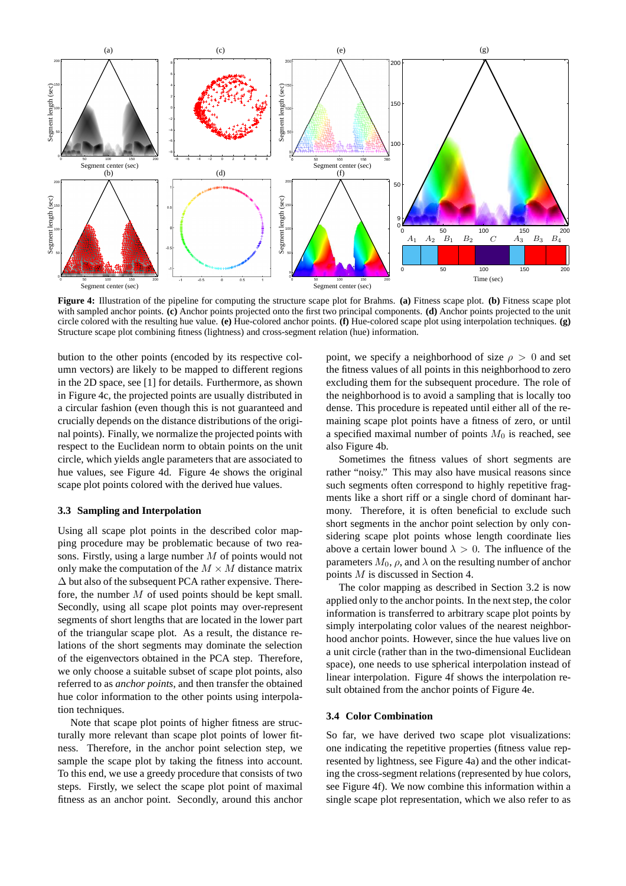**Figure 4:** Illustration of the pipeline for computing the structure scape plot for Brahms. **(a)** Fitness scape plot. **(b)** Fitness scape plot with sampled anchor points. **(c)** Anchor points projected onto the first two principal components. **(d)** Anchor points projected to the unit circle colored with the resulting hue value. **(e)** Hue-colored anchor points. **(f)** Hue-colored scape plot using interpolation techniques. **(g)** Structure scape plot combining fitness (lightness) and cross-segment relation (hue) information.

bution to the other points (encoded by its respective column vectors) are likely to be mapped to different regions in the 2D space, see [1] for details. Furthermore, as shown in Figure 4c, the projected points are usually distributed in a circular fashion (even though this is not guaranteed and crucially depends on the distance distributions of the original points). Finally, we normalize the projected points with respect to the Euclidean norm to obtain points on the unit circle, which yields angle parameters that are associated to hue values, see Figure 4d. Figure 4e shows the original scape plot points colored with the derived hue values.

### 3.3 Sampling and Interpolation

Using all scape plot points in the described color mapping procedure may be problematic because of two reasons. Firstly, using a large number $M$ of points would not only make the computation of the $M \times M$ distance matrix $\Delta$ but also of the subsequent PCA rather expensive. Therefore, the number $M$ of used points should be kept small. Secondly, using all scape plot points may over-represent segments of short lengths that are located in the lower part of the triangular scape plot. As a result, the distance relations of the short segments may dominate the selection of the eigenvectors obtained in the PCA step. Therefore, we only choose a suitable subset of scape plot points, also referred to as *anchor points*, and then transfer the obtained hue color information to the other points using interpolation techniques.

Note that scape plot points of higher fitness are structurally more relevant than scape plot points of lower fitness. Therefore, in the anchor point selection step, we sample the scape plot by taking the fitness into account. To this end, we use a greedy procedure that consists of two steps. Firstly, we select the scape plot point of maximal fitness as an anchor point. Secondly, around this anchor point, we specify a neighborhood of size $\rho > 0$ and set the fitness values of all points in this neighborhood to zero excluding them for the subsequent procedure. The role of the neighborhood is to avoid a sampling that is locally too dense. This procedure is repeated until either all of the remaining scape plot points have a fitness of zero, or until a specified maximal number of points $M_0$ is reached, see also Figure 4b.

Sometimes the fitness values of short segments are rather "noisy." This may also have musical reasons since such segments often correspond to highly repetitive fragments like a short riff or a single chord of dominant harmony. Therefore, it is often beneficial to exclude such short segments in the anchor point selection by only considering scape plot points whose length coordinate lies above a certain lower bound $\lambda > 0$. The influence of the parameters $M_0$, $\rho$, and $\lambda$ on the resulting number of anchor points $M$ is discussed in Section 4.

The color mapping as described in Section 3.2 is now applied only to the anchor points. In the next step, the color information is transferred to arbitrary scape plot points by simply interpolating color values of the nearest neighborhood anchor points. However, since the hue values live on a unit circle (rather than in the two-dimensional Euclidean space), one needs to use spherical interpolation instead of linear interpolation. Figure 4f shows the interpolation result obtained from the anchor points of Figure 4e.

### 3.4 Color Combination

So far, we have derived two scape plot visualizations: one indicating the repetitive properties (fitness value represented by lightness, see Figure 4a) and the other indicating the cross-segment relations (represented by hue colors, see Figure 4f). We now combine this information within a single scape plot representation, which we also refer to as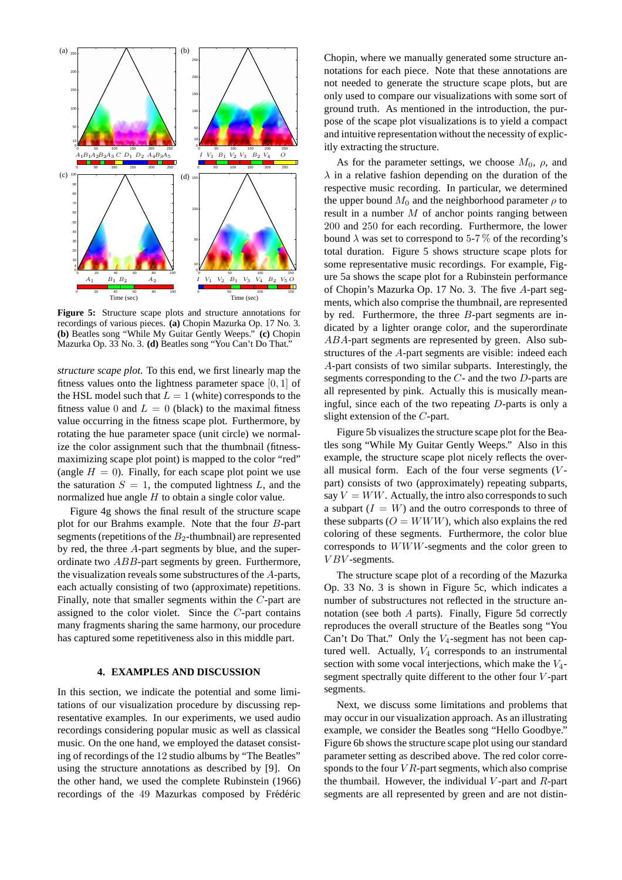**Figure 5:** Structure scape plots and structure annotations for recordings of various pieces. **(a)** Chopin Mazurka Op. 17 No. 3. **(b)** Beatles song "While My Guitar Gently Weeps." **(c)** Chopin Mazurka Op. 33 No. 3. **(d)** Beatles song "You Can't Do That."

*structure scape plot.* To this end, we first linearly map the fitness values onto the lightness parameter space $[0, 1]$ of the HSL model such that $L = 1$ (white) corresponds to the fitness value 0 and $L = 0$ (black) to the maximal fitness value occurring in the fitness scape plot. Furthermore, by rotating the hue parameter space (unit circle) we normalize the color assignment such that the thumbnail (fitness-maximizing scape plot point) is mapped to the color "red" (angle $H = 0$). Finally, for each scape plot point we use the saturation $S = 1$, the computed lightness $L$, and the normalized hue angle $H$ to obtain a single color value.

Figure 4g shows the final result of the structure scape plot for our Brahms example. Note that the four $B$-part segments (repetitions of the $B_2$-thumbnail) are represented by red, the three $A$-part segments by blue, and the superordinate two $ABB$-part segments by green. Furthermore, the visualization reveals some substructures of the $A$-parts, each actually consisting of two (approximate) repetitions. Finally, note that smaller segments within the $C$-part are assigned to the color violet. Since the $C$-part contains many fragments sharing the same harmony, our procedure has captured some repetitiveness also in this middle part.

## 4. EXAMPLES AND DISCUSSION

In this section, we indicate the potential and some limitations of our visualization procedure by discussing representative examples. In our experiments, we used audio recordings considering popular music as well as classical music. On the one hand, we employed the dataset consisting of recordings of the 12 studio albums by "The Beatles" using the structure annotations as described by [9]. On the other hand, we used the complete Rubinstein (1966) recordings of the 49 Mazurkas composed by Frédéric Chopin, where we manually generated some structure annotations for each piece. Note that these annotations are not needed to generate the structure scape plots, but are only used to compare our visualizations with some sort of ground truth. As mentioned in the introduction, the purpose of the scape plot visualizations is to yield a compact and intuitive representation without the necessity of explicitly extracting the structure.

As for the parameter settings, we choose $M_0$, $\rho$, and $\lambda$ in a relative fashion depending on the duration of the respective music recording. In particular, we determined the upper bound $M_0$ and the neighborhood parameter $\rho$ to result in a number $M$ of anchor points ranging between 200 and 250 for each recording. Furthermore, the lower bound $\lambda$ was set to correspond to 5-7 % of the recording's total duration. Figure 5 shows structure scape plots for some representative music recordings. For example, Figure 5a shows the scape plot for a Rubinstein performance of Chopin's Mazurka Op. 17 No. 3. The five $A$-part segments, which also comprise the thumbnail, are represented by red. Furthermore, the three $B$-part segments are indicated by a lighter orange color, and the superordinate $ABA$-part segments are represented by green. Also substructures of the $A$-part segments are visible: indeed each $A$-part consists of two similar subparts. Interestingly, the segments corresponding to the $C$- and the two $D$-parts are all represented by pink. Actually this is musically meaningful, since each of the two repeating $D$-parts is only a slight extension of the $C$-part.

Figure 5b visualizes the structure scape plot for the Beatles song "While My Guitar Gently Weeps." Also in this example, the structure scape plot nicely reflects the overall musical form. Each of the four verse segments ($V$-part) consists of two (approximately) repeating subparts, say $V = WW$. Actually, the intro also corresponds to such a subpart ($I = W$) and the outro corresponds to three of these subparts ($O = WWW$), which also explains the red coloring of these segments. Furthermore, the color blue corresponds to $WWW$-segments and the color green to $VBV$-segments.

The structure scape plot of a recording of the Mazurka Op. 33 No. 3 is shown in Figure 5c, which indicates a number of substructures not reflected in the structure annotation (see both $A$ parts). Finally, Figure 5d correctly reproduces the overall structure of the Beatles song "You Can't Do That." Only the $V_4$-segment has not been captured well. Actually, $V_4$ corresponds to an instrumental section with some vocal interjections, which make the $V_4$-segment spectrally quite different to the other four $V$-part segments.

Next, we discuss some limitations and problems that may occur in our visualization approach. As an illustrating example, we consider the Beatles song "Hello Goodbye." Figure 6b shows the structure scape plot using our standard parameter setting as described above. The red color corresponds to the four $VR$-part segments, which also comprise the thumbail. However, the individual $V$-part and $R$-part segments are all represented by green and are not distin-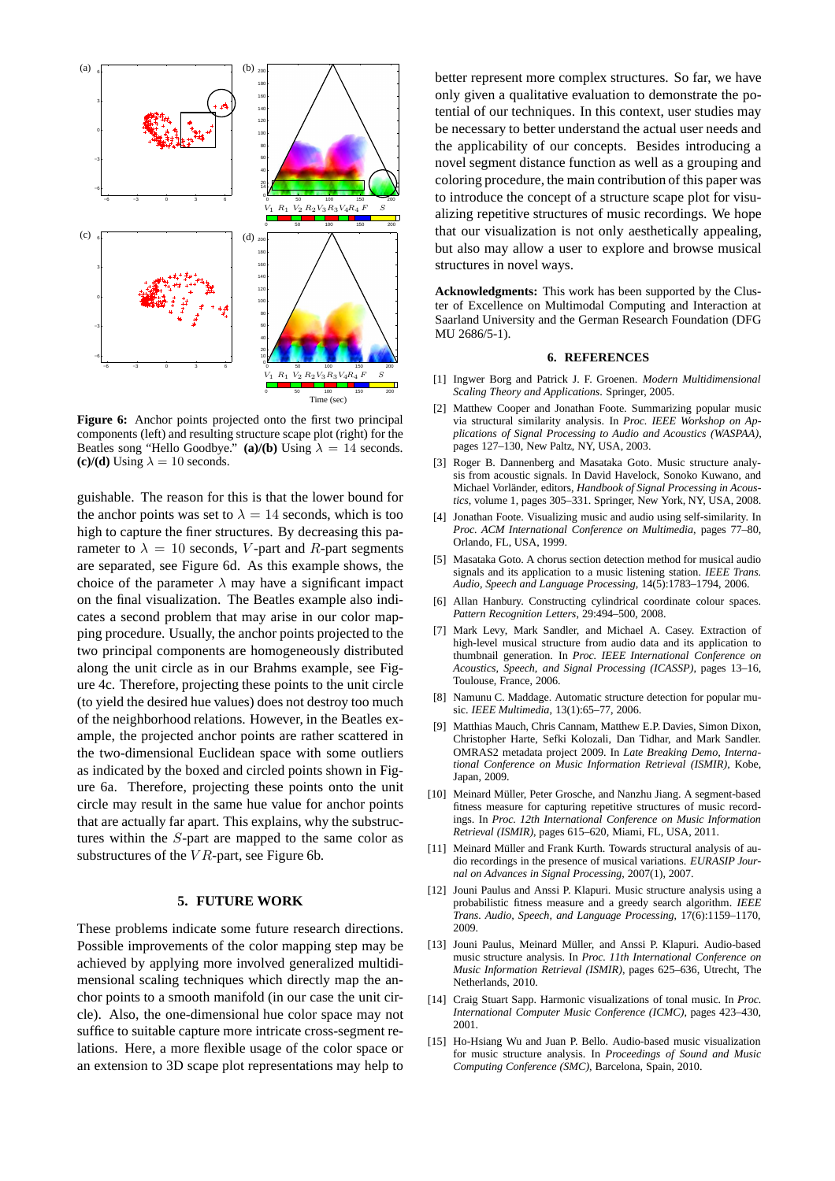(a)

(b)

(c)

(d)

$V_1$ $R_1$ $V_2$ $R_2$ $V_3$ $R_3$ $V_4$ $R_4$ $F$ $S$

Time (sec)

**Figure 6:** Anchor points projected onto the first two principal components (left) and resulting structure scape plot (right) for the Beatles song "Hello Goodbye." **(a)/(b)** Using $\lambda = 14$ seconds. **(c)/(d)** Using $\lambda = 10$ seconds.

guishable. The reason for this is that the lower bound for the anchor points was set to $\lambda = 14$ seconds, which is too high to capture the finer structures. By decreasing this parameter to $\lambda = 10$ seconds, $V$-part and $R$-part segments are separated, see Figure 6d. As this example shows, the choice of the parameter $\lambda$ may have a significant impact on the final visualization. The Beatles example also indicates a second problem that may arise in our color mapping procedure. Usually, the anchor points projected to the two principal components are homogeneously distributed along the unit circle as in our Brahms example, see Figure 4c. Therefore, projecting these points to the unit circle (to yield the desired hue values) does not destroy too much of the neighborhood relations. However, in the Beatles example, the projected anchor points are rather scattered in the two-dimensional Euclidean space with some outliers as indicated by the boxed and circled points shown in Figure 6a. Therefore, projecting these points onto the unit circle may result in the same hue value for anchor points that are actually far apart. This explains, why the substructures within the $S$-part are mapped to the same color as substructures of the $VR$-part, see Figure 6b.

## 5. FUTURE WORK

These problems indicate some future research directions. Possible improvements of the color mapping step may be achieved by applying more involved generalized multidimensional scaling techniques which directly map the anchor points to a smooth manifold (in our case the unit circle). Also, the one-dimensional hue color space may not suffice to suitable capture more intricate cross-segment relations. Here, a more flexible usage of the color space or an extension to 3D scape plot representations may help to better represent more complex structures. So far, we have only given a qualitative evaluation to demonstrate the potential of our techniques. In this context, user studies may be necessary to better understand the actual user needs and the applicability of our concepts. Besides introducing a novel segment distance function as well as a grouping and coloring procedure, the main contribution of this paper was to introduce the concept of a structure scape plot for visualizing repetitive structures of music recordings. We hope that our visualization is not only aesthetically appealing, but also may allow a user to explore and browse musical structures in novel ways.

**Acknowledgments:** This work has been supported by the Cluster of Excellence on Multimodal Computing and Interaction at Saarland University and the German Research Foundation (DFG MU 2686/5-1).

## 6. REFERENCES

[1] Ingwer Borg and Patrick J. F. Groenen. *Modern Multidimensional Scaling Theory and Applications*. Springer, 2005.

[2] Matthew Cooper and Jonathan Foote. Summarizing popular music via structural similarity analysis. In *Proc. IEEE Workshop on Applications of Signal Processing to Audio and Acoustics (WASPAA)*, pages 127–130, New Paltz, NY, USA, 2003.

[3] Roger B. Dannenberg and Masataka Goto. Music structure analysis from acoustic signals. In David Havelock, Sonoko Kuwano, and Michael Vorländer, editors, *Handbook of Signal Processing in Acoustics*, volume 1, pages 305–331. Springer, New York, NY, USA, 2008.

[4] Jonathan Foote. Visualizing music and audio using self-similarity. In *Proc. ACM International Conference on Multimedia*, pages 77–80, Orlando, FL, USA, 1999.

[5] Masataka Goto. A chorus section detection method for musical audio signals and its application to a music listening station. *IEEE Trans. Audio, Speech and Language Processing*, 14(5):1783–1794, 2006.

[6] Allan Hanbury. Constructing cylindrical coordinate colour spaces. *Pattern Recognition Letters*, 29:494–500, 2008.

[7] Mark Levy, Mark Sandler, and Michael A. Casey. Extraction of high-level musical structure from audio data and its application to thumbnail generation. In *Proc. IEEE International Conference on Acoustics, Speech, and Signal Processing (ICASSP)*, pages 13–16, Toulouse, France, 2006.

[8] Namunu C. Maddage. Automatic structure detection for popular music. *IEEE Multimedia*, 13(1):65–77, 2006.

[9] Matthias Mauch, Christ Cannam, Matthew E.P. Davies, Simon Dixon, Christopher Harte, Sefki Kolozali, Dan Tidhar, and Mark Sandler. OMRAS2 metadata project 2009. In *Late Breaking Demo, International Conference on Music Information Retrieval (ISMIR)*, Kobe, Japan, 2009.

[10] Meinard Müller, Peter Grosche, and Nanzhu Jiang. A segment-based fitness measure for capturing repetitive structures of music recordings. In *Proc. 12th International Conference on Music Information Retrieval (ISMIR)*, pages 615–620, Miami, FL, USA, 2011.

[11] Meinard Müller and Frank Kurth. Towards structural analysis of audio recordings in the presence of musical variations. *EURASIP Journal on Advances in Signal Processing*, 2007(1), 2007.

[12] Jouni Paulus and Anssi P. Klapuri. Music structure analysis using a probabilistic fitness measure and a greedy search algorithm. *IEEE Trans. Audio, Speech, and Language Processing*, 17(6):1159–1170, 2009.

[13] Jouni Paulus, Meinard Müller, and Anssi P. Klapuri. Audio-based music structure analysis. In *Proc. 11th International Conference on Music Information Retrieval (ISMIR)*, pages 625–636, Utrecht, The Netherlands, 2010.

[14] Craig Stuart Sapp. Harmonic visualizations of tonal music. In *Proc. International Computer Music Conference (ICMC)*, pages 423–430, 2001.

[15] Ho-Hsiang Wu and Juan P. Bello. Audio-based music visualization for music structure analysis. In *Proceedings of Sound and Music Computing Conference (SMC)*, Barcelona, Spain, 2010.